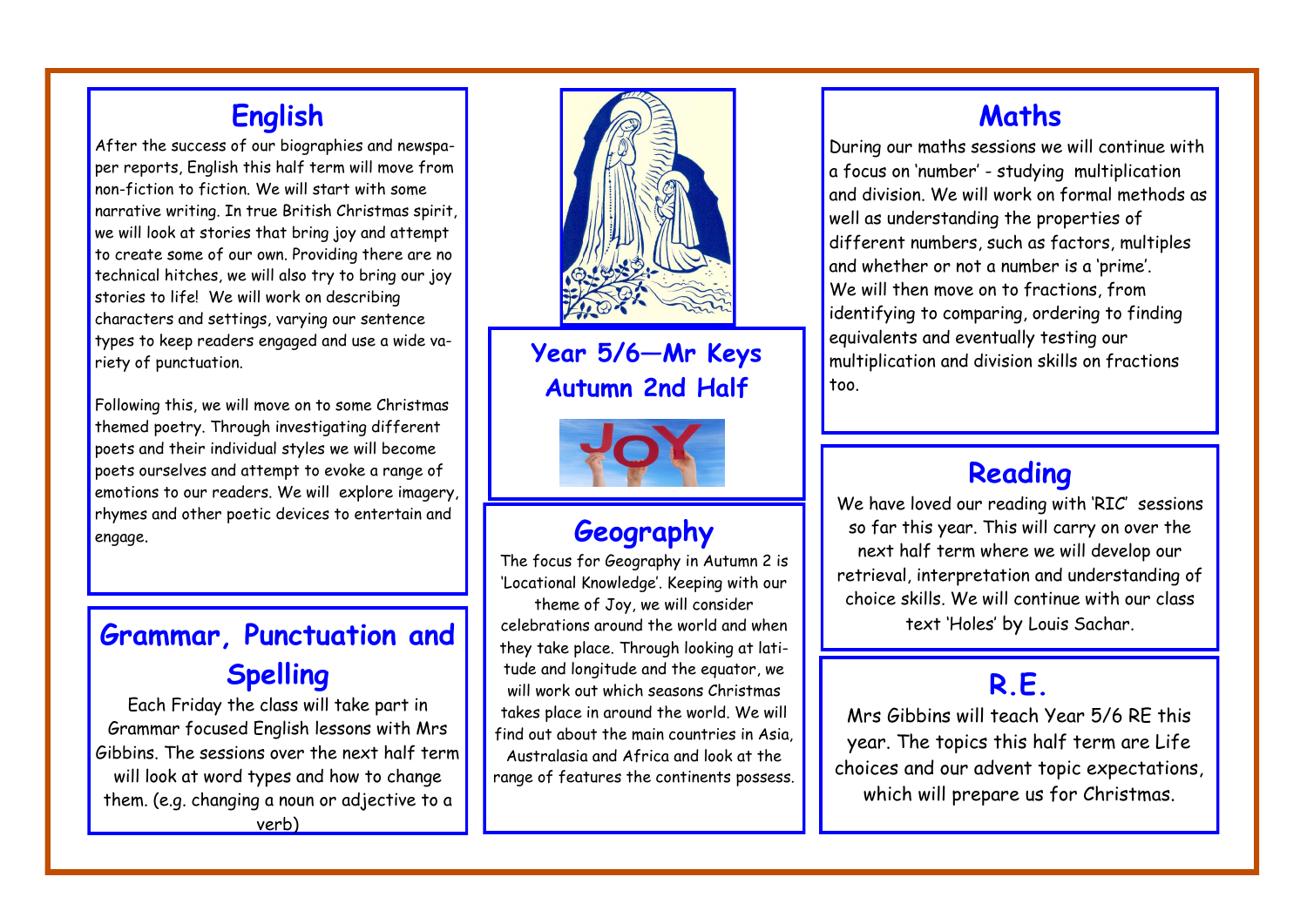# Year 5/6—Mr Keys
## Autumn 2nd Half

## English

After the success of our biographies and newspaper reports, English this half term will move from non-fiction to fiction. We will start with some narrative writing. In true British Christmas spirit, we will look at stories that bring joy and attempt to create some of our own. Providing there are no technical hitches, we will also try to bring our joy stories to life! We will work on describing characters and settings, varying our sentence types to keep readers engaged and use a wide variety of punctuation.

Following this, we will move on to some Christmas themed poetry. Through investigating different poets and their individual styles we will become poets ourselves and attempt to evoke a range of emotions to our readers. We will explore imagery, rhymes and other poetic devices to entertain and engage.

## Grammar, Punctuation and Spelling

Each Friday the class will take part in Grammar focused English lessons with Mrs Gibbins. The sessions over the next half term will look at word types and how to change them. (e.g. changing a noun or adjective to a verb)

## Geography

The focus for Geography in Autumn 2 is 'Locational Knowledge'. Keeping with our theme of Joy, we will consider celebrations around the world and when they take place. Through looking at latitude and longitude and the equator, we will work out which seasons Christmas takes place in around the world. We will find out about the main countries in Asia, Australasia and Africa and look at the range of features the continents possess.

## Maths

During our maths sessions we will continue with a focus on 'number' - studying multiplication and division. We will work on formal methods as well as understanding the properties of different numbers, such as factors, multiples and whether or not a number is a 'prime'. We will then move on to fractions, from identifying to comparing, ordering to finding equivalents and eventually testing our multiplication and division skills on fractions too.

## Reading

We have loved our reading with 'RIC' sessions so far this year. This will carry on over the next half term where we will develop our retrieval, interpretation and understanding of choice skills. We will continue with our class text 'Holes' by Louis Sachar.

## R.E.

Mrs Gibbins will teach Year 5/6 RE this year. The topics this half term are Life choices and our advent topic expectations, which will prepare us for Christmas.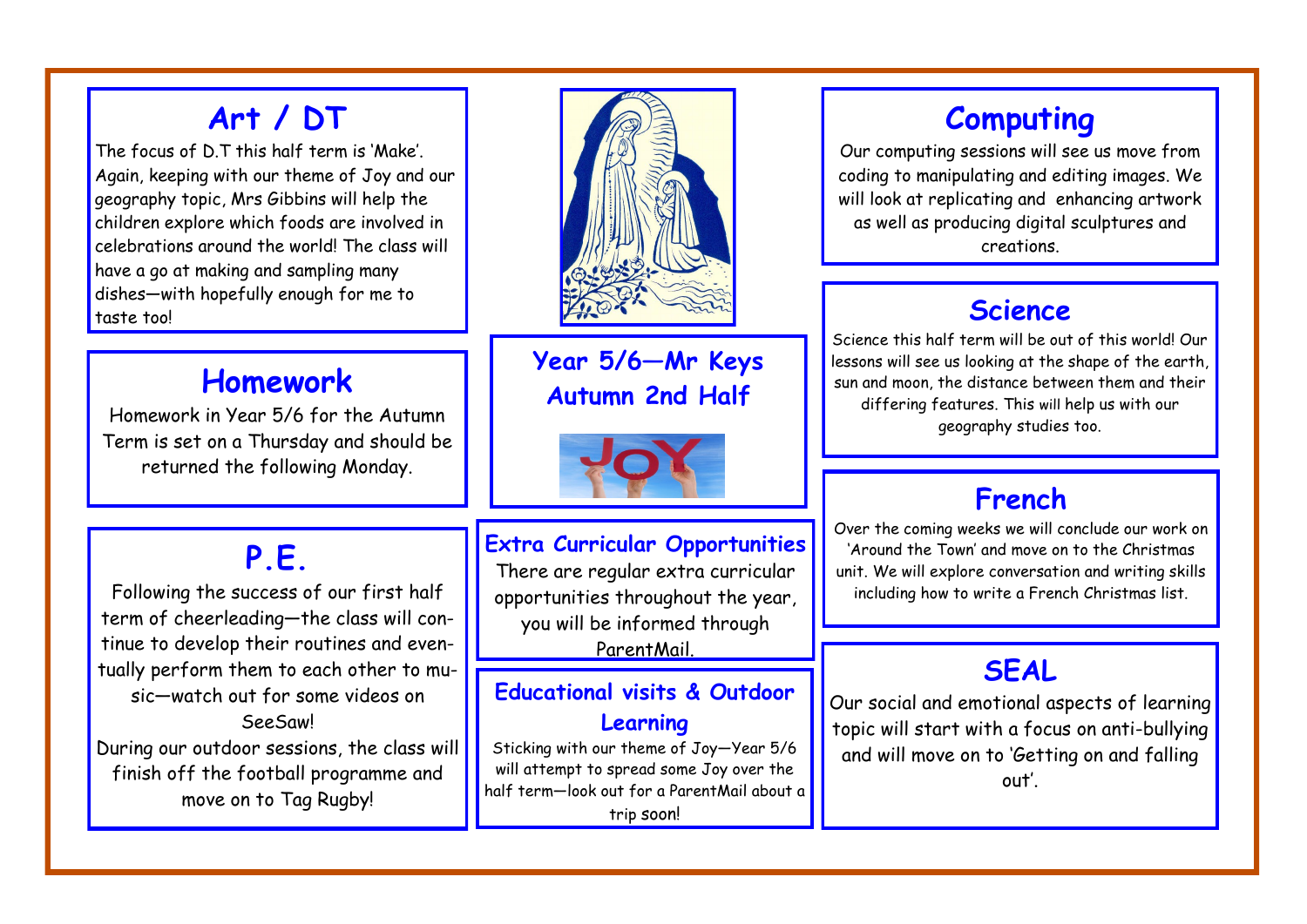## Year 5/6—Mr Keys
## Autumn 2nd Half

## Art / DT

The focus of D.T this half term is 'Make'. Again, keeping with our theme of Joy and our geography topic, Mrs Gibbins will help the children explore which foods are involved in celebrations around the world! The class will have a go at making and sampling many dishes—with hopefully enough for me to taste too!

## Homework

Homework in Year 5/6 for the Autumn Term is set on a Thursday and should be returned the following Monday.

## P.E.

Following the success of our first half term of cheerleading—the class will continue to develop their routines and eventually perform them to each other to music—watch out for some videos on SeeSaw!

During our outdoor sessions, the class will finish off the football programme and move on to Tag Rugby!

## Extra Curricular Opportunities

There are regular extra curricular opportunities throughout the year, you will be informed through ParentMail.

## Educational visits & Outdoor Learning

Sticking with our theme of Joy—Year 5/6 will attempt to spread some Joy over the half term—look out for a ParentMail about a trip soon!

## Computing

Our computing sessions will see us move from coding to manipulating and editing images. We will look at replicating and enhancing artwork as well as producing digital sculptures and creations.

## Science

Science this half term will be out of this world! Our lessons will see us looking at the shape of the earth, sun and moon, the distance between them and their differing features. This will help us with our geography studies too.

## French

Over the coming weeks we will conclude our work on 'Around the Town' and move on to the Christmas unit. We will explore conversation and writing skills including how to write a French Christmas list.

## SEAL

Our social and emotional aspects of learning topic will start with a focus on anti-bullying and will move on to 'Getting on and falling out'.